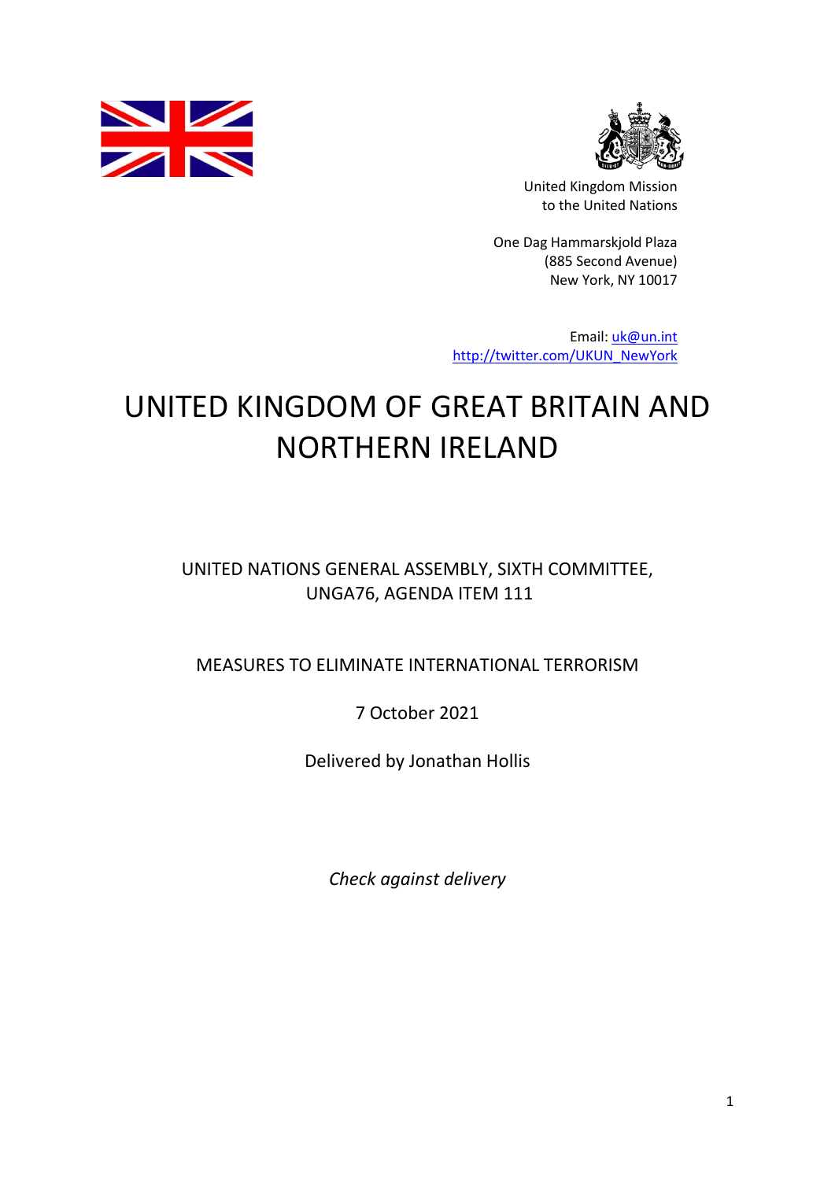United Kingdom Mission
to the United Nations

One Dag Hammarskjold Plaza
(885 Second Avenue)
New York, NY 10017

Email: [uk@un.int](mailto:uk@un.int)
[http://twitter.com/UKUN_NewYork](http://twitter.com/UKUN_NewYork)

# UNITED KINGDOM OF GREAT BRITAIN AND NORTHERN IRELAND

UNITED NATIONS GENERAL ASSEMBLY, SIXTH COMMITTEE, UNGA76, AGENDA ITEM 111

MEASURES TO ELIMINATE INTERNATIONAL TERRORISM

7 October 2021

Delivered by Jonathan Hollis

*Check against delivery*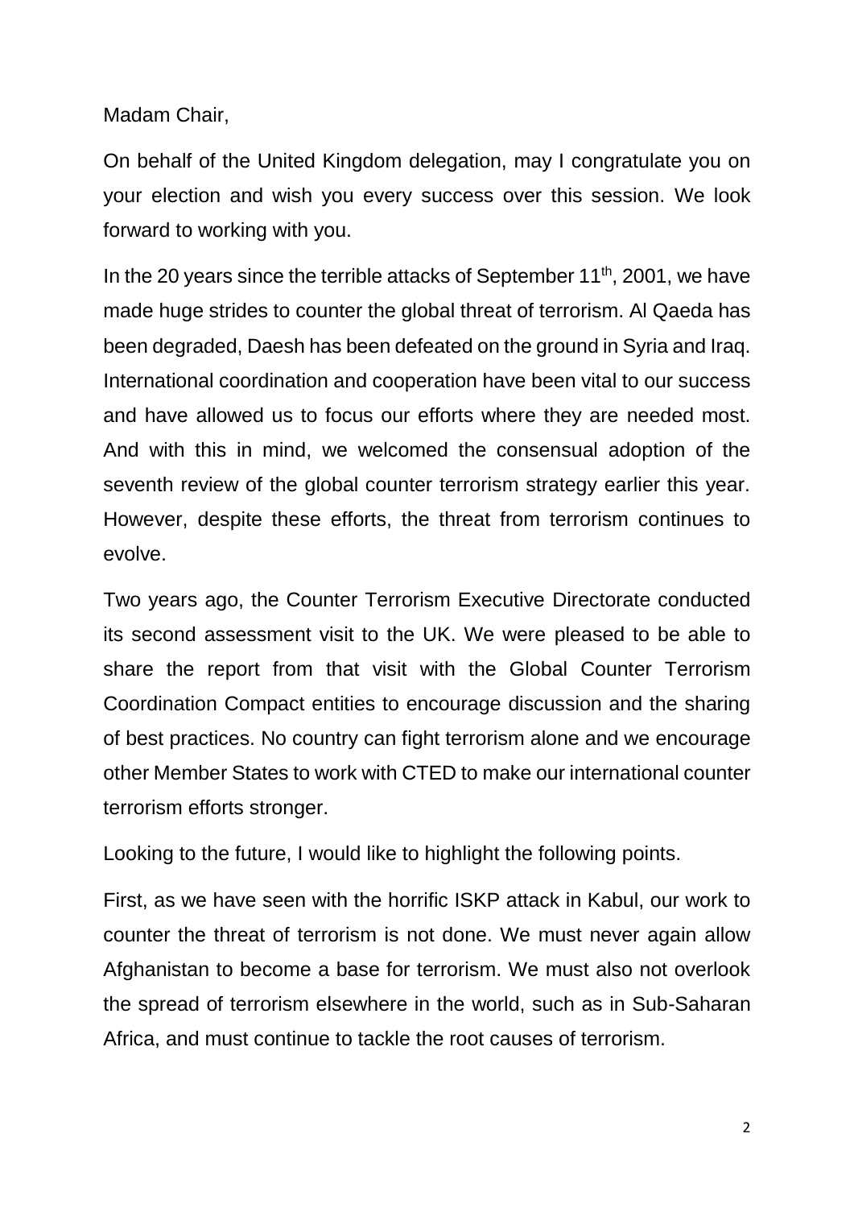Madam Chair,

On behalf of the United Kingdom delegation, may I congratulate you on your election and wish you every success over this session. We look forward to working with you.

In the 20 years since the terrible attacks of September 11th, 2001, we have made huge strides to counter the global threat of terrorism. Al Qaeda has been degraded, Daesh has been defeated on the ground in Syria and Iraq. International coordination and cooperation have been vital to our success and have allowed us to focus our efforts where they are needed most. And with this in mind, we welcomed the consensual adoption of the seventh review of the global counter terrorism strategy earlier this year. However, despite these efforts, the threat from terrorism continues to evolve.

Two years ago, the Counter Terrorism Executive Directorate conducted its second assessment visit to the UK. We were pleased to be able to share the report from that visit with the Global Counter Terrorism Coordination Compact entities to encourage discussion and the sharing of best practices. No country can fight terrorism alone and we encourage other Member States to work with CTED to make our international counter terrorism efforts stronger.

Looking to the future, I would like to highlight the following points.

First, as we have seen with the horrific ISKP attack in Kabul, our work to counter the threat of terrorism is not done. We must never again allow Afghanistan to become a base for terrorism. We must also not overlook the spread of terrorism elsewhere in the world, such as in Sub-Saharan Africa, and must continue to tackle the root causes of terrorism.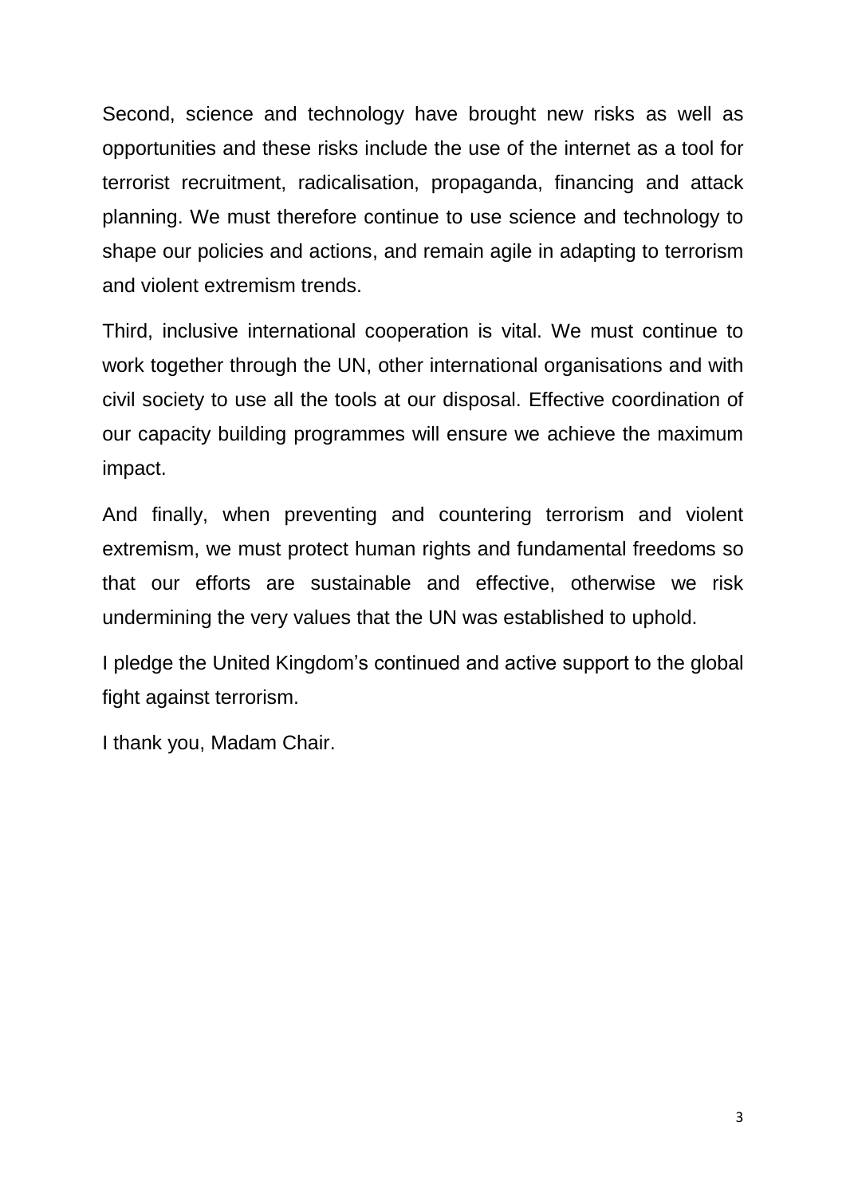Second, science and technology have brought new risks as well as opportunities and these risks include the use of the internet as a tool for terrorist recruitment, radicalisation, propaganda, financing and attack planning. We must therefore continue to use science and technology to shape our policies and actions, and remain agile in adapting to terrorism and violent extremism trends.

Third, inclusive international cooperation is vital. We must continue to work together through the UN, other international organisations and with civil society to use all the tools at our disposal. Effective coordination of our capacity building programmes will ensure we achieve the maximum impact.

And finally, when preventing and countering terrorism and violent extremism, we must protect human rights and fundamental freedoms so that our efforts are sustainable and effective, otherwise we risk undermining the very values that the UN was established to uphold.

I pledge the United Kingdom's continued and active support to the global fight against terrorism.

I thank you, Madam Chair.